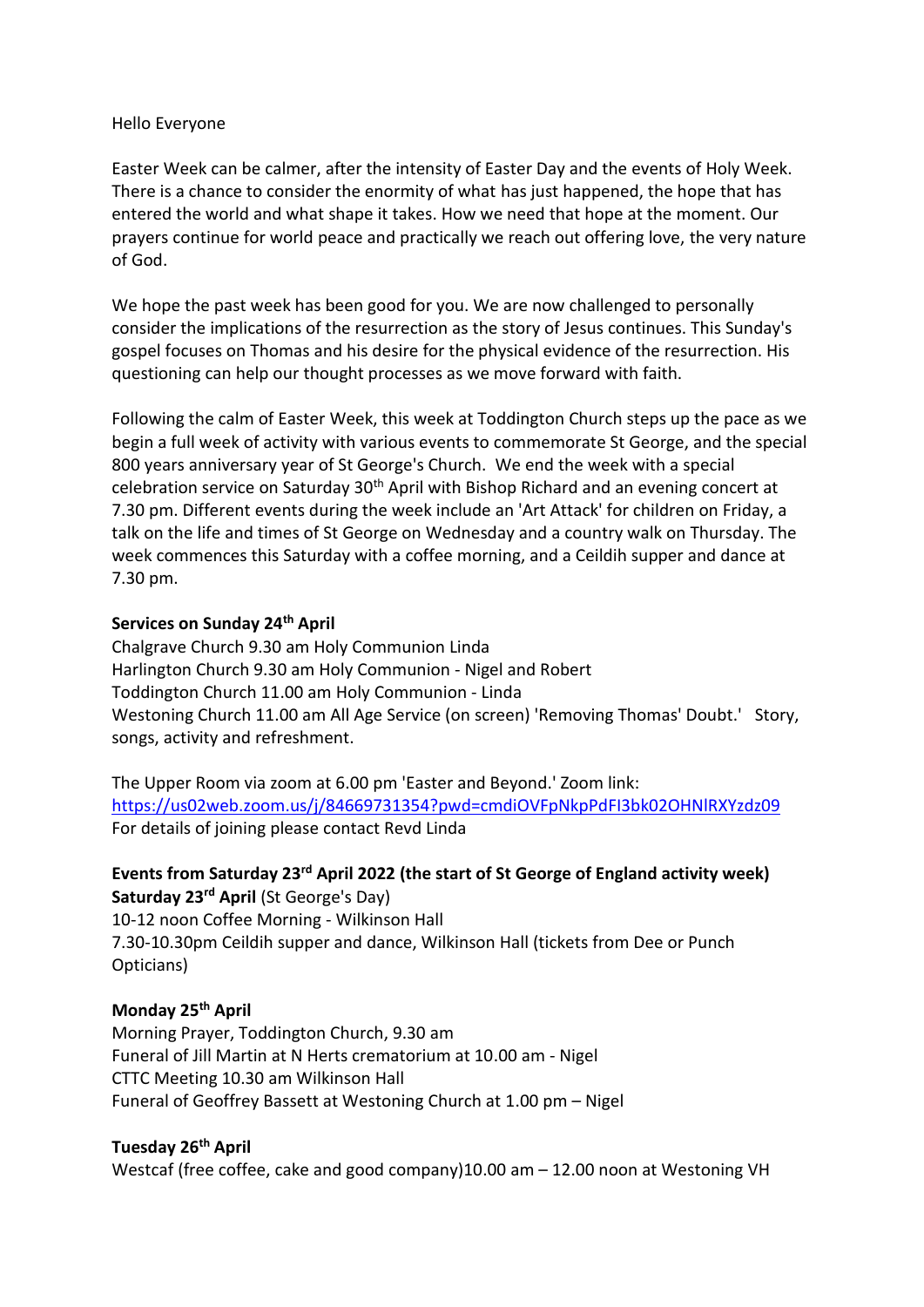Hello Everyone

Easter Week can be calmer, after the intensity of Easter Day and the events of Holy Week. There is a chance to consider the enormity of what has just happened, the hope that has entered the world and what shape it takes. How we need that hope at the moment. Our prayers continue for world peace and practically we reach out offering love, the very nature of God.

We hope the past week has been good for you. We are now challenged to personally consider the implications of the resurrection as the story of Jesus continues. This Sunday's gospel focuses on Thomas and his desire for the physical evidence of the resurrection. His questioning can help our thought processes as we move forward with faith.

Following the calm of Easter Week, this week at Toddington Church steps up the pace as we begin a full week of activity with various events to commemorate St George, and the special 800 years anniversary year of St George's Church. We end the week with a special celebration service on Saturday 30th April with Bishop Richard and an evening concert at 7.30 pm. Different events during the week include an 'Art Attack' for children on Friday, a talk on the life and times of St George on Wednesday and a country walk on Thursday. The week commences this Saturday with a coffee morning, and a Ceildih supper and dance at 7.30 pm.

**Services on Sunday 24th April**
Chalgrave Church 9.30 am Holy Communion Linda
Harlington Church 9.30 am Holy Communion - Nigel and Robert
Toddington Church 11.00 am Holy Communion - Linda
Westoning Church 11.00 am All Age Service (on screen) 'Removing Thomas' Doubt.' Story, songs, activity and refreshment.

The Upper Room via zoom at 6.00 pm 'Easter and Beyond.' Zoom link:
https://us02web.zoom.us/j/84669731354?pwd=cmdiOVFpNkpPdFI3bk02OHNlRXYzdz09
For details of joining please contact Revd Linda

**Events from Saturday 23rd April 2022 (the start of St George of England activity week)**
**Saturday 23rd April** (St George's Day)
10-12 noon Coffee Morning - Wilkinson Hall
7.30-10.30pm Ceildih supper and dance, Wilkinson Hall (tickets from Dee or Punch Opticians)

**Monday 25th April**
Morning Prayer, Toddington Church, 9.30 am
Funeral of Jill Martin at N Herts crematorium at 10.00 am - Nigel
CTTC Meeting 10.30 am Wilkinson Hall
Funeral of Geoffrey Bassett at Westoning Church at 1.00 pm – Nigel

**Tuesday 26th April**
Westcaf (free coffee, cake and good company)10.00 am – 12.00 noon at Westoning VH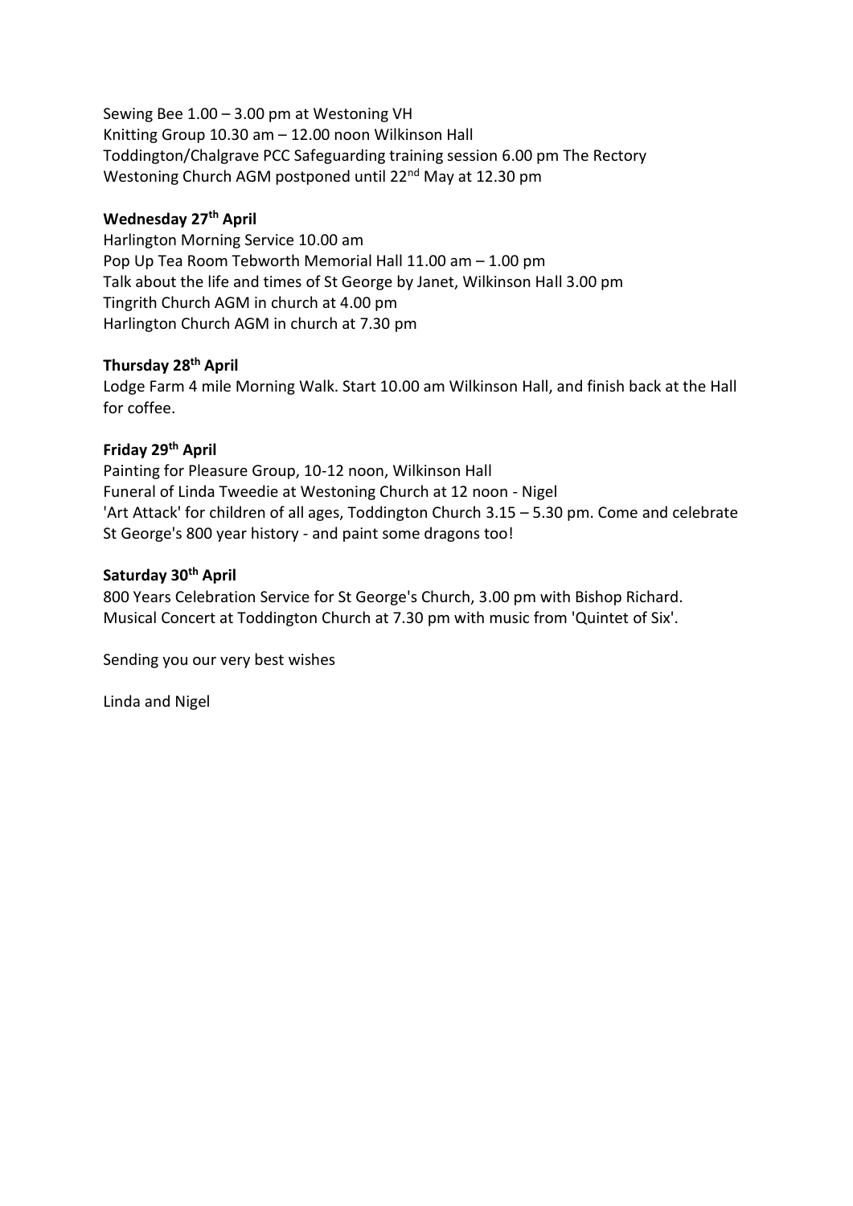Sewing Bee 1.00 – 3.00 pm at Westoning VH
Knitting Group 10.30 am – 12.00 noon Wilkinson Hall
Toddington/Chalgrave PCC Safeguarding training session 6.00 pm The Rectory
Westoning Church AGM postponed until 22nd May at 12.30 pm

**Wednesday 27th April**

Harlington Morning Service 10.00 am
Pop Up Tea Room Tebworth Memorial Hall 11.00 am – 1.00 pm
Talk about the life and times of St George by Janet, Wilkinson Hall 3.00 pm
Tingrith Church AGM in church at 4.00 pm
Harlington Church AGM in church at 7.30 pm

**Thursday 28th April**

Lodge Farm 4 mile Morning Walk. Start 10.00 am Wilkinson Hall, and finish back at the Hall for coffee.

**Friday 29th April**

Painting for Pleasure Group, 10-12 noon, Wilkinson Hall
Funeral of Linda Tweedie at Westoning Church at 12 noon - Nigel
'Art Attack' for children of all ages, Toddington Church 3.15 – 5.30 pm. Come and celebrate St George's 800 year history - and paint some dragons too!

**Saturday 30th April**

800 Years Celebration Service for St George's Church, 3.00 pm with Bishop Richard.
Musical Concert at Toddington Church at 7.30 pm with music from 'Quintet of Six'.

Sending you our very best wishes

Linda and Nigel